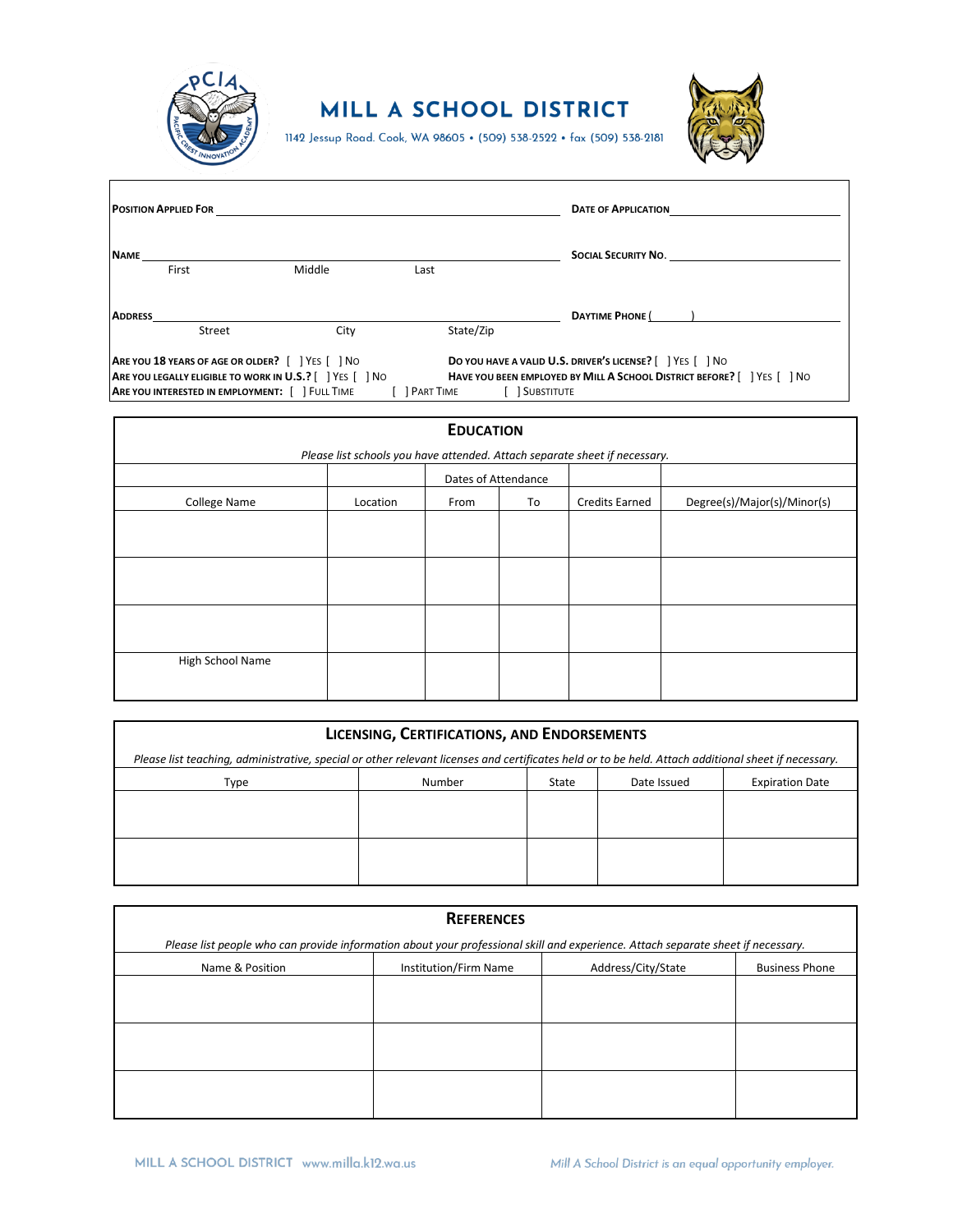# MILL A SCHOOL DISTRICT

1142 Jessup Road. Cook, WA 98605 • (509) 538-2522 • fax (509) 538-2181

**POSITION APPLIED FOR** ______________________________ **DATE OF APPLICATION** ______________

**NAME** ______________________________ **SOCIAL SECURITY NO.** ______________

First Middle Last

**ADDRESS** ______________________________ **DAYTIME PHONE** (      ) ______________

Street City State/Zip

**ARE YOU 18 YEARS OF AGE OR OLDER?** [ ] YES [ ] NO

**DO YOU HAVE A VALID U.S. DRIVER'S LICENSE?** [ ] YES [ ] NO

**ARE YOU LEGALLY ELIGIBLE TO WORK IN U.S.?** [ ] YES [ ] NO

**HAVE YOU BEEN EMPLOYED BY MILL A SCHOOL DISTRICT BEFORE?** [ ] YES [ ] NO

**ARE YOU INTERESTED IN EMPLOYMENT:** [ ] FULL TIME [ ] PART TIME [ ] SUBSTITUTE

## EDUCATION

*Please list schools you have attended. Attach separate sheet if necessary.*

| | | Dates of Attendance | | | |
|---|---|---|---|---|---|
| College Name | Location | From | To | Credits Earned | Degree(s)/Major(s)/Minor(s) |
| | | | | | |
| | | | | | |
| | | | | | |
| High School Name | | | | | |

## LICENSING, CERTIFICATIONS, AND ENDORSEMENTS

*Please list teaching, administrative, special or other relevant licenses and certificates held or to be held. Attach additional sheet if necessary.*

| Type | Number | State | Date Issued | Expiration Date |
|---|---|---|---|---|
| | | | | |
| | | | | |

## REFERENCES

*Please list people who can provide information about your professional skill and experience. Attach separate sheet if necessary.*

| Name & Position | Institution/Firm Name | Address/City/State | Business Phone |
|---|---|---|---|
| | | | |
| | | | |
| | | | |

MILL A SCHOOL DISTRICT www.milla.k12.wa.us

*Mill A School District is an equal opportunity employer.*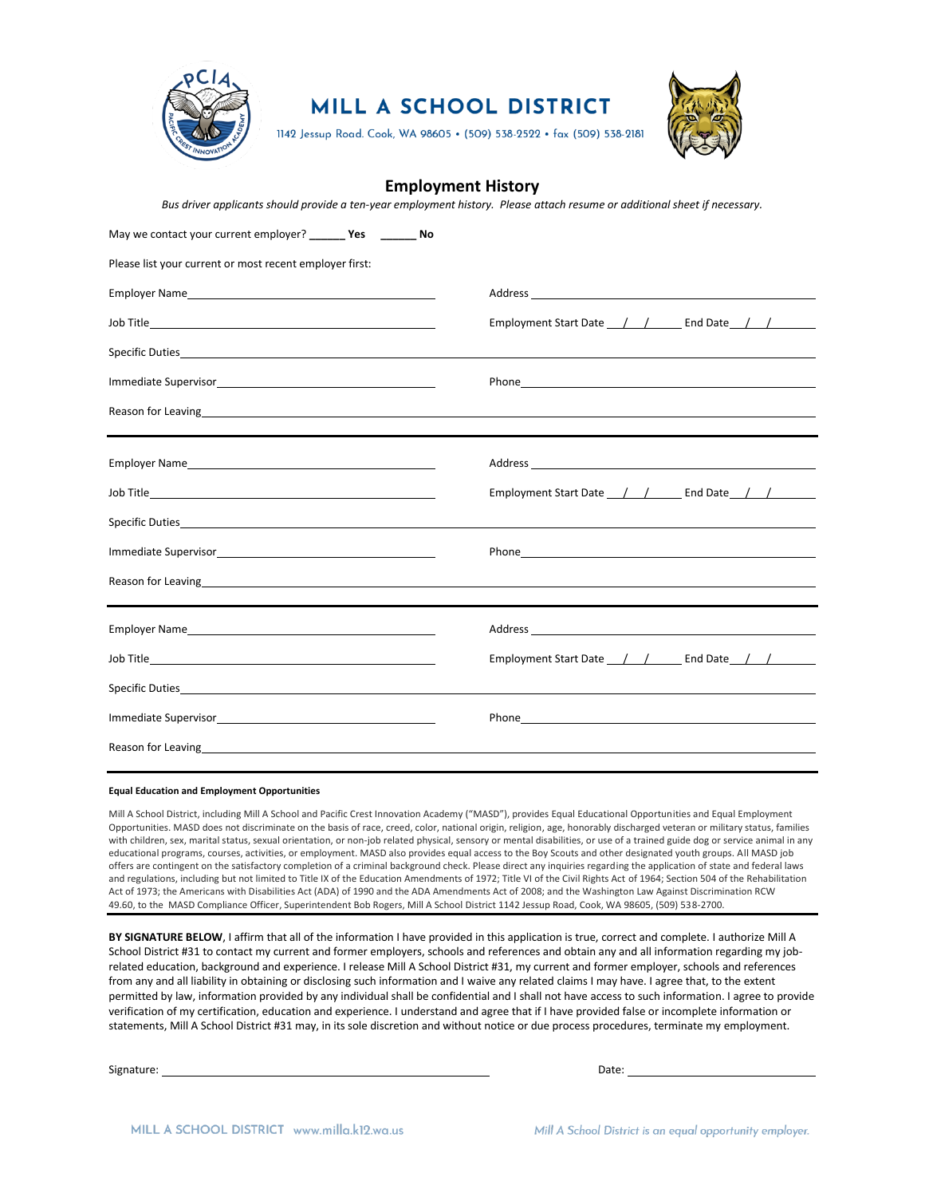# MILL A SCHOOL DISTRICT

1142 Jessup Road. Cook, WA 98605 • (509) 538-2522 • fax (509) 538-2181

## Employment History

*Bus driver applicants should provide a ten-year employment history. Please attach resume or additional sheet if necessary.*

May we contact your current employer? ______ **Yes** ______ **No**

Please list your current or most recent employer first:

Employer Name________________________________ Address ________________________________

Job Title________________________________ Employment Start Date ___/___/_____ End Date___/___/_____

Specific Duties________________________________________________________________

Immediate Supervisor________________________________ Phone________________________________

Reason for Leaving________________________________________________________________

---

Employer Name________________________________ Address ________________________________

Job Title________________________________ Employment Start Date ___/___/_____ End Date___/___/_____

Specific Duties________________________________________________________________

Immediate Supervisor________________________________ Phone________________________________

Reason for Leaving________________________________________________________________

---

Employer Name________________________________ Address ________________________________

Job Title________________________________ Employment Start Date ___/___/_____ End Date___/___/_____

Specific Duties________________________________________________________________

Immediate Supervisor________________________________ Phone________________________________

Reason for Leaving________________________________________________________________

---

**Equal Education and Employment Opportunities**

Mill A School District, including Mill A School and Pacific Crest Innovation Academy ("MASD"), provides Equal Educational Opportunities and Equal Employment Opportunities. MASD does not discriminate on the basis of race, creed, color, national origin, religion, age, honorably discharged veteran or military status, families with children, sex, marital status, sexual orientation, or non-job related physical, sensory or mental disabilities, or use of a trained guide dog or service animal in any educational programs, courses, activities, or employment. MASD also provides equal access to the Boy Scouts and other designated youth groups. All MASD job offers are contingent on the satisfactory completion of a criminal background check. Please direct any inquiries regarding the application of state and federal laws and regulations, including but not limited to Title IX of the Education Amendments of 1972; Title VI of the Civil Rights Act of 1964; Section 504 of the Rehabilitation Act of 1973; the Americans with Disabilities Act (ADA) of 1990 and the ADA Amendments Act of 2008; and the Washington Law Against Discrimination RCW 49.60, to the MASD Compliance Officer, Superintendent Bob Rogers, Mill A School District 1142 Jessup Road, Cook, WA 98605, (509) 538-2700.

**BY SIGNATURE BELOW**, I affirm that all of the information I have provided in this application is true, correct and complete. I authorize Mill A School District #31 to contact my current and former employers, schools and references and obtain any and all information regarding my job-related education, background and experience. I release Mill A School District #31, my current and former employer, schools and references from any and all liability in obtaining or disclosing such information and I waive any related claims I may have. I agree that, to the extent permitted by law, information provided by any individual shall be confidential and I shall not have access to such information. I agree to provide verification of my certification, education and experience. I understand and agree that if I have provided false or incomplete information or statements, Mill A School District #31 may, in its sole discretion and without notice or due process procedures, terminate my employment.

Signature: ________________________________ Date: ________________

MILL A SCHOOL DISTRICT www.milla.k12.wa.us

*Mill A School District is an equal opportunity employer.*